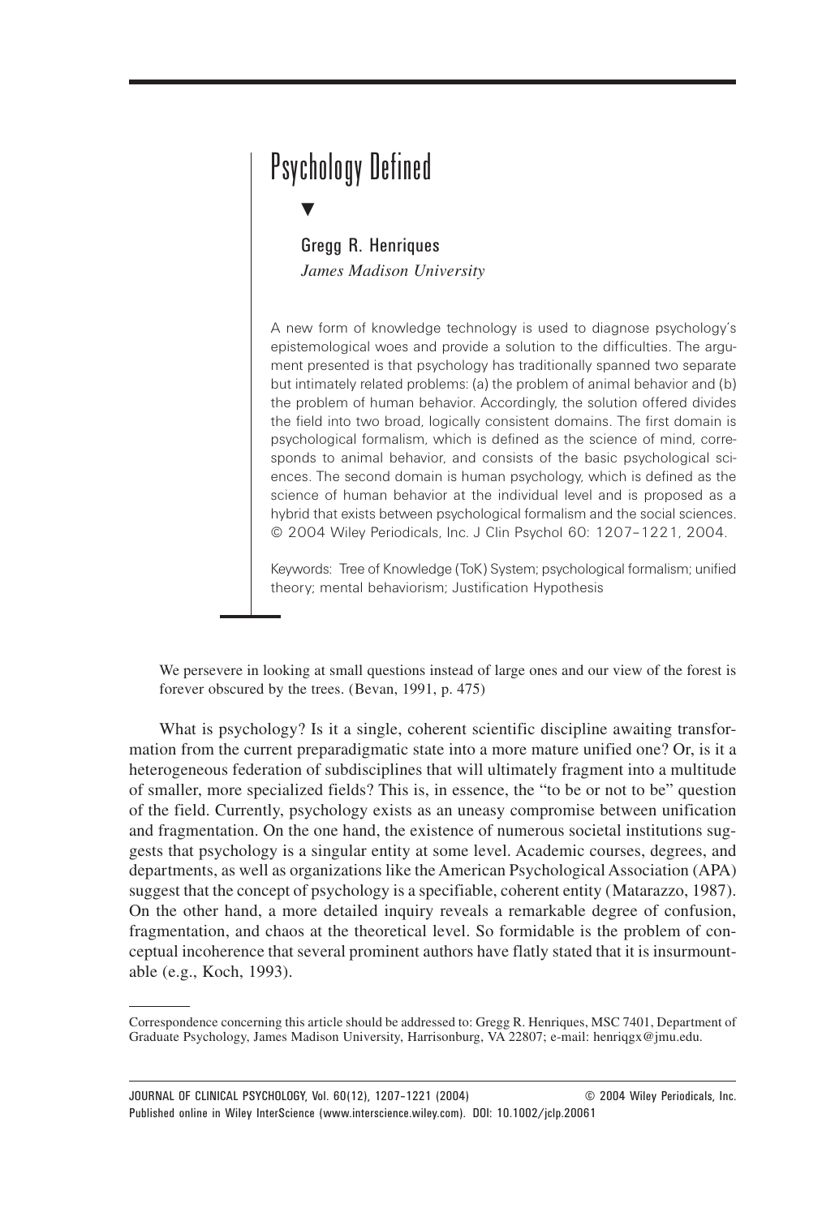# Psychology Defined

Gregg R. Henriques

*James Madison University*

A new form of knowledge technology is used to diagnose psychology's epistemological woes and provide a solution to the difficulties. The argument presented is that psychology has traditionally spanned two separate but intimately related problems: (a) the problem of animal behavior and (b) the problem of human behavior. Accordingly, the solution offered divides the field into two broad, logically consistent domains. The first domain is psychological formalism, which is defined as the science of mind, corresponds to animal behavior, and consists of the basic psychological sciences. The second domain is human psychology, which is defined as the science of human behavior at the individual level and is proposed as a hybrid that exists between psychological formalism and the social sciences. © 2004 Wiley Periodicals, Inc. J Clin Psychol 60: 1207–1221, 2004.

Keywords: Tree of Knowledge (ToK) System; psychological formalism; unified theory; mental behaviorism; Justification Hypothesis

> We persevere in looking at small questions instead of large ones and our view of the forest is forever obscured by the trees. (Bevan, 1991, p. 475)

What is psychology? Is it a single, coherent scientific discipline awaiting transformation from the current preparadigmatic state into a more mature unified one? Or, is it a heterogeneous federation of subdisciplines that will ultimately fragment into a multitude of smaller, more specialized fields? This is, in essence, the "to be or not to be" question of the field. Currently, psychology exists as an uneasy compromise between unification and fragmentation. On the one hand, the existence of numerous societal institutions suggests that psychology is a singular entity at some level. Academic courses, degrees, and departments, as well as organizations like the American Psychological Association (APA) suggest that the concept of psychology is a specifiable, coherent entity (Matarazzo, 1987). On the other hand, a more detailed inquiry reveals a remarkable degree of confusion, fragmentation, and chaos at the theoretical level. So formidable is the problem of conceptual incoherence that several prominent authors have flatly stated that it is insurmountable (e.g., Koch, 1993).

Correspondence concerning this article should be addressed to: Gregg R. Henriques, MSC 7401, Department of Graduate Psychology, James Madison University, Harrisonburg, VA 22807; e-mail: henriqgx@jmu.edu.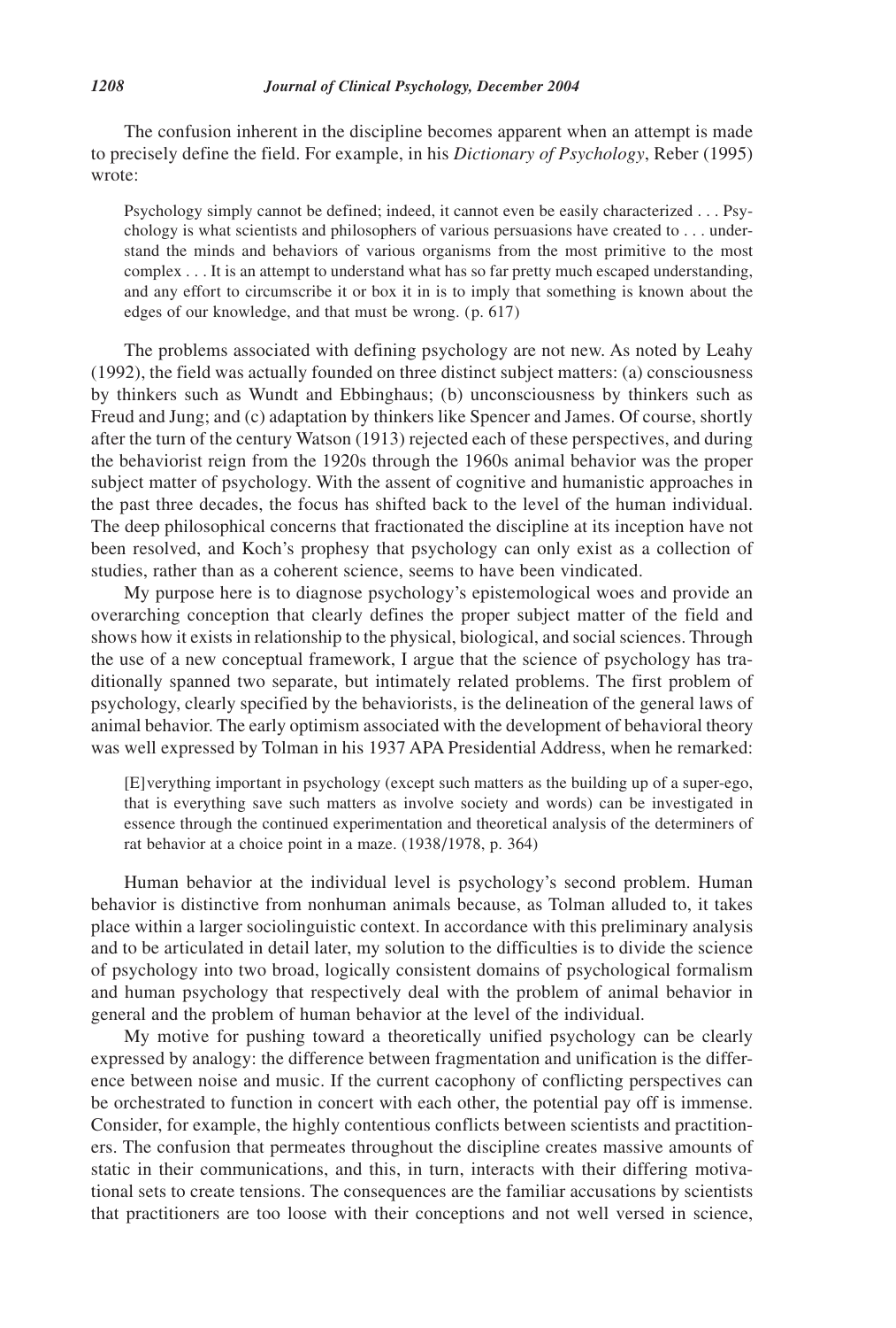The confusion inherent in the discipline becomes apparent when an attempt is made to precisely define the field. For example, in his *Dictionary of Psychology*, Reber (1995) wrote:

> Psychology simply cannot be defined; indeed, it cannot even be easily characterized . . . Psychology is what scientists and philosophers of various persuasions have created to . . . understand the minds and behaviors of various organisms from the most primitive to the most complex . . . It is an attempt to understand what has so far pretty much escaped understanding, and any effort to circumscribe it or box it in is to imply that something is known about the edges of our knowledge, and that must be wrong. (p. 617)

The problems associated with defining psychology are not new. As noted by Leahy (1992), the field was actually founded on three distinct subject matters: (a) consciousness by thinkers such as Wundt and Ebbinghaus; (b) unconsciousness by thinkers such as Freud and Jung; and (c) adaptation by thinkers like Spencer and James. Of course, shortly after the turn of the century Watson (1913) rejected each of these perspectives, and during the behaviorist reign from the 1920s through the 1960s animal behavior was the proper subject matter of psychology. With the assent of cognitive and humanistic approaches in the past three decades, the focus has shifted back to the level of the human individual. The deep philosophical concerns that fractionated the discipline at its inception have not been resolved, and Koch's prophesy that psychology can only exist as a collection of studies, rather than as a coherent science, seems to have been vindicated.

My purpose here is to diagnose psychology's epistemological woes and provide an overarching conception that clearly defines the proper subject matter of the field and shows how it exists in relationship to the physical, biological, and social sciences. Through the use of a new conceptual framework, I argue that the science of psychology has traditionally spanned two separate, but intimately related problems. The first problem of psychology, clearly specified by the behaviorists, is the delineation of the general laws of animal behavior. The early optimism associated with the development of behavioral theory was well expressed by Tolman in his 1937 APA Presidential Address, when he remarked:

> [E]verything important in psychology (except such matters as the building up of a super-ego, that is everything save such matters as involve society and words) can be investigated in essence through the continued experimentation and theoretical analysis of the determiners of rat behavior at a choice point in a maze. (1938/1978, p. 364)

Human behavior at the individual level is psychology's second problem. Human behavior is distinctive from nonhuman animals because, as Tolman alluded to, it takes place within a larger sociolinguistic context. In accordance with this preliminary analysis and to be articulated in detail later, my solution to the difficulties is to divide the science of psychology into two broad, logically consistent domains of psychological formalism and human psychology that respectively deal with the problem of animal behavior in general and the problem of human behavior at the level of the individual.

My motive for pushing toward a theoretically unified psychology can be clearly expressed by analogy: the difference between fragmentation and unification is the difference between noise and music. If the current cacophony of conflicting perspectives can be orchestrated to function in concert with each other, the potential pay off is immense. Consider, for example, the highly contentious conflicts between scientists and practitioners. The confusion that permeates throughout the discipline creates massive amounts of static in their communications, and this, in turn, interacts with their differing motivational sets to create tensions. The consequences are the familiar accusations by scientists that practitioners are too loose with their conceptions and not well versed in science,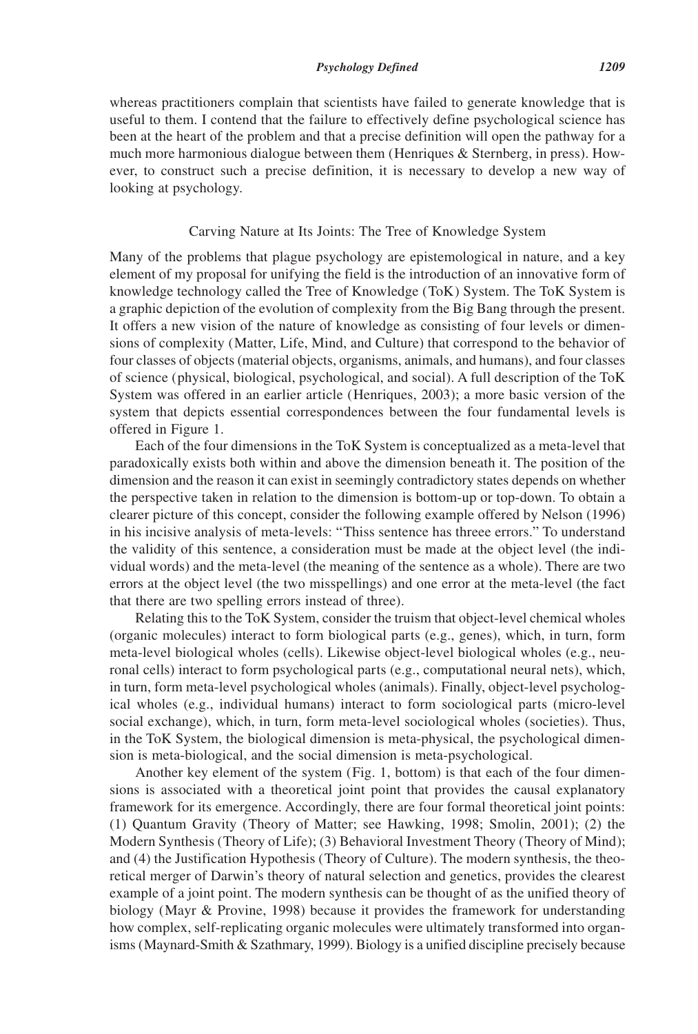whereas practitioners complain that scientists have failed to generate knowledge that is useful to them. I contend that the failure to effectively define psychological science has been at the heart of the problem and that a precise definition will open the pathway for a much more harmonious dialogue between them (Henriques & Sternberg, in press). However, to construct such a precise definition, it is necessary to develop a new way of looking at psychology.

## Carving Nature at Its Joints: The Tree of Knowledge System

Many of the problems that plague psychology are epistemological in nature, and a key element of my proposal for unifying the field is the introduction of an innovative form of knowledge technology called the Tree of Knowledge (ToK) System. The ToK System is a graphic depiction of the evolution of complexity from the Big Bang through the present. It offers a new vision of the nature of knowledge as consisting of four levels or dimensions of complexity (Matter, Life, Mind, and Culture) that correspond to the behavior of four classes of objects (material objects, organisms, animals, and humans), and four classes of science (physical, biological, psychological, and social). A full description of the ToK System was offered in an earlier article (Henriques, 2003); a more basic version of the system that depicts essential correspondences between the four fundamental levels is offered in Figure 1.

Each of the four dimensions in the ToK System is conceptualized as a meta-level that paradoxically exists both within and above the dimension beneath it. The position of the dimension and the reason it can exist in seemingly contradictory states depends on whether the perspective taken in relation to the dimension is bottom-up or top-down. To obtain a clearer picture of this concept, consider the following example offered by Nelson (1996) in his incisive analysis of meta-levels: "Thiss sentence has threee errors." To understand the validity of this sentence, a consideration must be made at the object level (the individual words) and the meta-level (the meaning of the sentence as a whole). There are two errors at the object level (the two misspellings) and one error at the meta-level (the fact that there are two spelling errors instead of three).

Relating this to the ToK System, consider the truism that object-level chemical wholes (organic molecules) interact to form biological parts (e.g., genes), which, in turn, form meta-level biological wholes (cells). Likewise object-level biological wholes (e.g., neuronal cells) interact to form psychological parts (e.g., computational neural nets), which, in turn, form meta-level psychological wholes (animals). Finally, object-level psychological wholes (e.g., individual humans) interact to form sociological parts (micro-level social exchange), which, in turn, form meta-level sociological wholes (societies). Thus, in the ToK System, the biological dimension is meta-physical, the psychological dimension is meta-biological, and the social dimension is meta-psychological.

Another key element of the system (Fig. 1, bottom) is that each of the four dimensions is associated with a theoretical joint point that provides the causal explanatory framework for its emergence. Accordingly, there are four formal theoretical joint points: (1) Quantum Gravity (Theory of Matter; see Hawking, 1998; Smolin, 2001); (2) the Modern Synthesis (Theory of Life); (3) Behavioral Investment Theory (Theory of Mind); and (4) the Justification Hypothesis (Theory of Culture). The modern synthesis, the theoretical merger of Darwin's theory of natural selection and genetics, provides the clearest example of a joint point. The modern synthesis can be thought of as the unified theory of biology (Mayr & Provine, 1998) because it provides the framework for understanding how complex, self-replicating organic molecules were ultimately transformed into organisms (Maynard-Smith & Szathmary, 1999). Biology is a unified discipline precisely because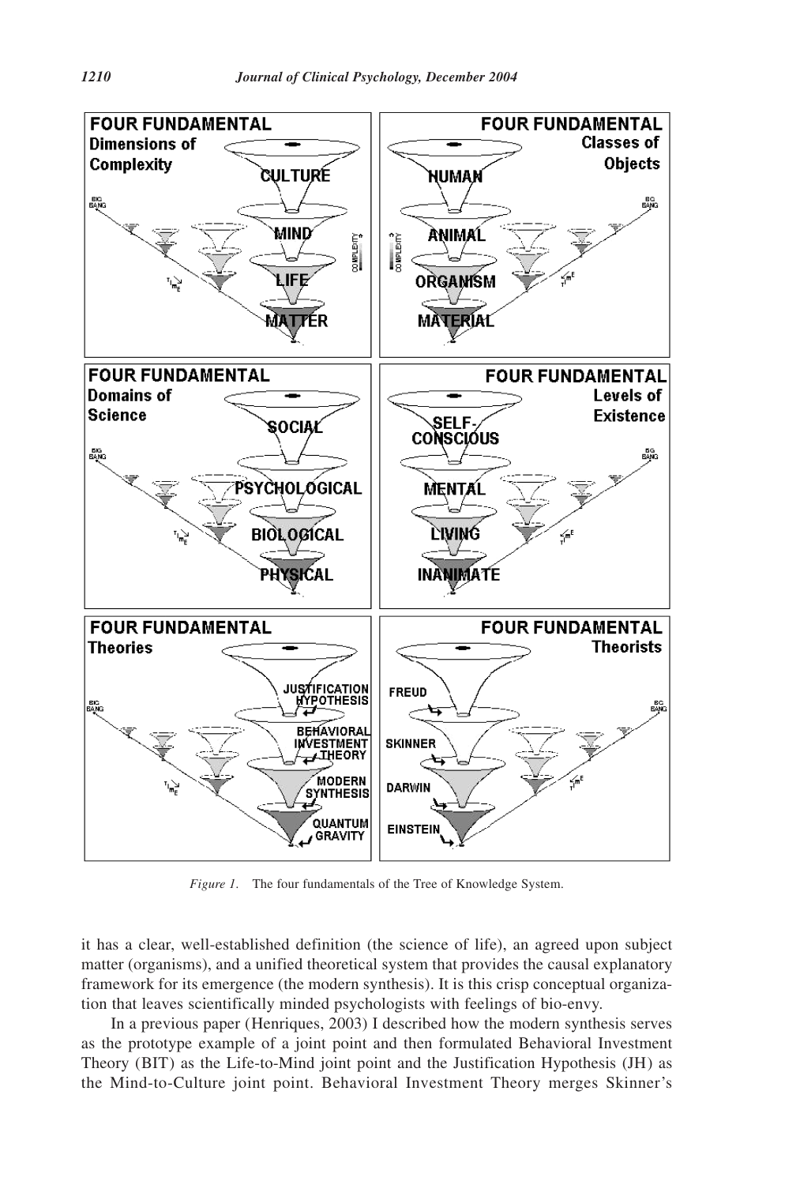*Figure 1.* The four fundamentals of the Tree of Knowledge System.

it has a clear, well-established definition (the science of life), an agreed upon subject matter (organisms), and a unified theoretical system that provides the causal explanatory framework for its emergence (the modern synthesis). It is this crisp conceptual organization that leaves scientifically minded psychologists with feelings of bio-envy.

In a previous paper (Henriques, 2003) I described how the modern synthesis serves as the prototype example of a joint point and then formulated Behavioral Investment Theory (BIT) as the Life-to-Mind joint point and the Justification Hypothesis (JH) as the Mind-to-Culture joint point. Behavioral Investment Theory merges Skinner's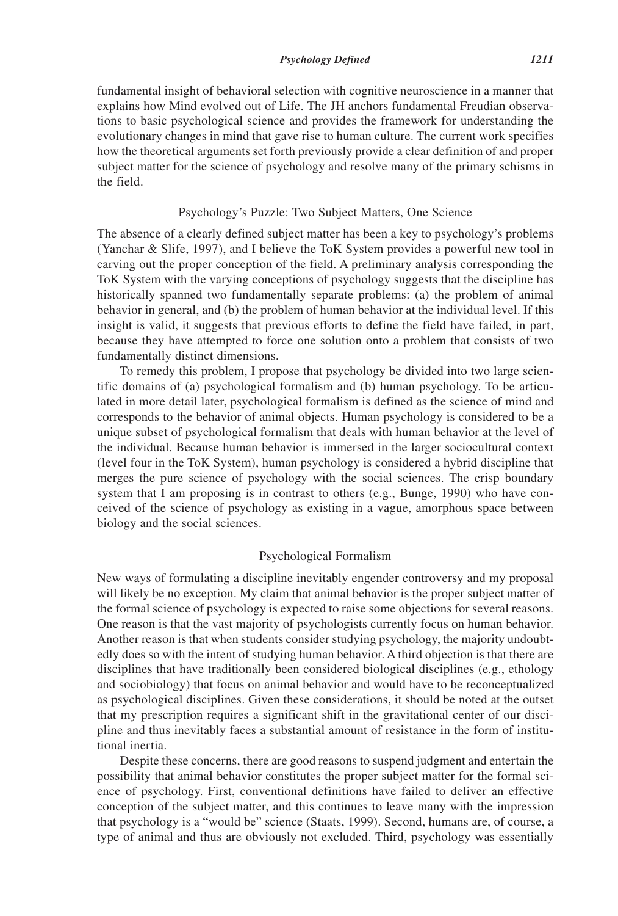fundamental insight of behavioral selection with cognitive neuroscience in a manner that explains how Mind evolved out of Life. The JH anchors fundamental Freudian observations to basic psychological science and provides the framework for understanding the evolutionary changes in mind that gave rise to human culture. The current work specifies how the theoretical arguments set forth previously provide a clear definition of and proper subject matter for the science of psychology and resolve many of the primary schisms in the field.

## Psychology's Puzzle: Two Subject Matters, One Science

The absence of a clearly defined subject matter has been a key to psychology's problems (Yanchar & Slife, 1997), and I believe the ToK System provides a powerful new tool in carving out the proper conception of the field. A preliminary analysis corresponding the ToK System with the varying conceptions of psychology suggests that the discipline has historically spanned two fundamentally separate problems: (a) the problem of animal behavior in general, and (b) the problem of human behavior at the individual level. If this insight is valid, it suggests that previous efforts to define the field have failed, in part, because they have attempted to force one solution onto a problem that consists of two fundamentally distinct dimensions.

To remedy this problem, I propose that psychology be divided into two large scientific domains of (a) psychological formalism and (b) human psychology. To be articulated in more detail later, psychological formalism is defined as the science of mind and corresponds to the behavior of animal objects. Human psychology is considered to be a unique subset of psychological formalism that deals with human behavior at the level of the individual. Because human behavior is immersed in the larger sociocultural context (level four in the ToK System), human psychology is considered a hybrid discipline that merges the pure science of psychology with the social sciences. The crisp boundary system that I am proposing is in contrast to others (e.g., Bunge, 1990) who have conceived of the science of psychology as existing in a vague, amorphous space between biology and the social sciences.

## Psychological Formalism

New ways of formulating a discipline inevitably engender controversy and my proposal will likely be no exception. My claim that animal behavior is the proper subject matter of the formal science of psychology is expected to raise some objections for several reasons. One reason is that the vast majority of psychologists currently focus on human behavior. Another reason is that when students consider studying psychology, the majority undoubtedly does so with the intent of studying human behavior. A third objection is that there are disciplines that have traditionally been considered biological disciplines (e.g., ethology and sociobiology) that focus on animal behavior and would have to be reconceptualized as psychological disciplines. Given these considerations, it should be noted at the outset that my prescription requires a significant shift in the gravitational center of our discipline and thus inevitably faces a substantial amount of resistance in the form of institutional inertia.

Despite these concerns, there are good reasons to suspend judgment and entertain the possibility that animal behavior constitutes the proper subject matter for the formal science of psychology. First, conventional definitions have failed to deliver an effective conception of the subject matter, and this continues to leave many with the impression that psychology is a "would be" science (Staats, 1999). Second, humans are, of course, a type of animal and thus are obviously not excluded. Third, psychology was essentially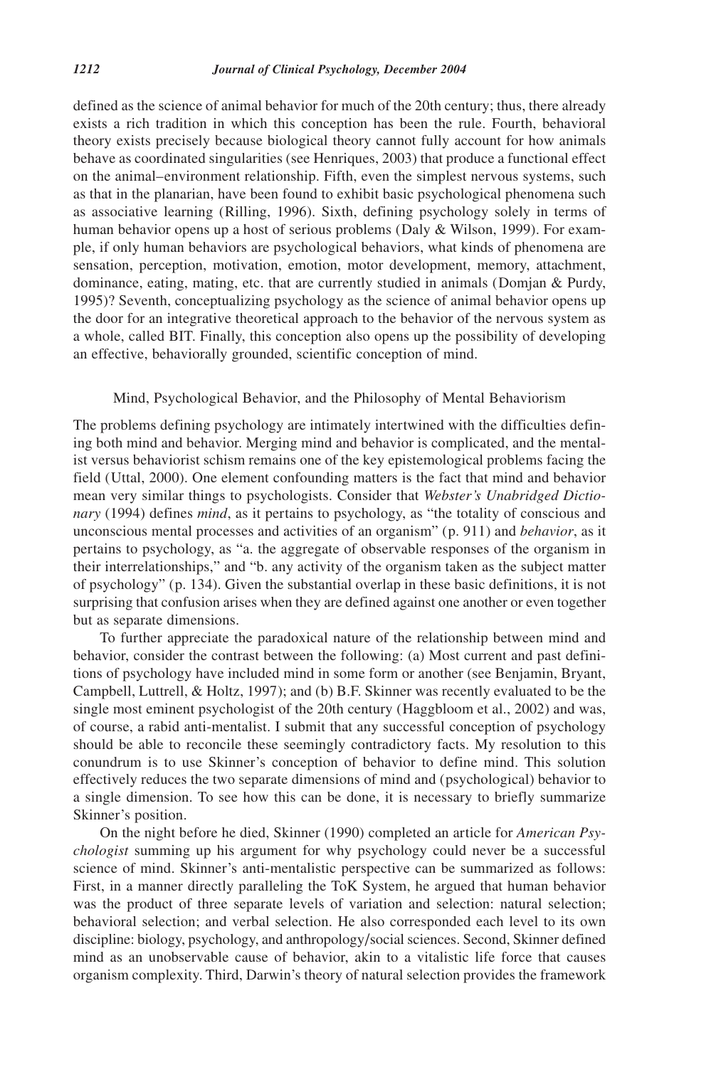defined as the science of animal behavior for much of the 20th century; thus, there already exists a rich tradition in which this conception has been the rule. Fourth, behavioral theory exists precisely because biological theory cannot fully account for how animals behave as coordinated singularities (see Henriques, 2003) that produce a functional effect on the animal–environment relationship. Fifth, even the simplest nervous systems, such as that in the planarian, have been found to exhibit basic psychological phenomena such as associative learning (Rilling, 1996). Sixth, defining psychology solely in terms of human behavior opens up a host of serious problems (Daly & Wilson, 1999). For example, if only human behaviors are psychological behaviors, what kinds of phenomena are sensation, perception, motivation, emotion, motor development, memory, attachment, dominance, eating, mating, etc. that are currently studied in animals (Domjan & Purdy, 1995)? Seventh, conceptualizing psychology as the science of animal behavior opens up the door for an integrative theoretical approach to the behavior of the nervous system as a whole, called BIT. Finally, this conception also opens up the possibility of developing an effective, behaviorally grounded, scientific conception of mind.

## Mind, Psychological Behavior, and the Philosophy of Mental Behaviorism

The problems defining psychology are intimately intertwined with the difficulties defining both mind and behavior. Merging mind and behavior is complicated, and the mentalist versus behaviorist schism remains one of the key epistemological problems facing the field (Uttal, 2000). One element confounding matters is the fact that mind and behavior mean very similar things to psychologists. Consider that *Webster's Unabridged Dictionary* (1994) defines *mind*, as it pertains to psychology, as "the totality of conscious and unconscious mental processes and activities of an organism" (p. 911) and *behavior*, as it pertains to psychology, as "a. the aggregate of observable responses of the organism in their interrelationships," and "b. any activity of the organism taken as the subject matter of psychology" (p. 134). Given the substantial overlap in these basic definitions, it is not surprising that confusion arises when they are defined against one another or even together but as separate dimensions.

To further appreciate the paradoxical nature of the relationship between mind and behavior, consider the contrast between the following: (a) Most current and past definitions of psychology have included mind in some form or another (see Benjamin, Bryant, Campbell, Luttrell, & Holtz, 1997); and (b) B.F. Skinner was recently evaluated to be the single most eminent psychologist of the 20th century (Haggbloom et al., 2002) and was, of course, a rabid anti-mentalist. I submit that any successful conception of psychology should be able to reconcile these seemingly contradictory facts. My resolution to this conundrum is to use Skinner's conception of behavior to define mind. This solution effectively reduces the two separate dimensions of mind and (psychological) behavior to a single dimension. To see how this can be done, it is necessary to briefly summarize Skinner's position.

On the night before he died, Skinner (1990) completed an article for *American Psychologist* summing up his argument for why psychology could never be a successful science of mind. Skinner's anti-mentalistic perspective can be summarized as follows: First, in a manner directly paralleling the ToK System, he argued that human behavior was the product of three separate levels of variation and selection: natural selection; behavioral selection; and verbal selection. He also corresponded each level to its own discipline: biology, psychology, and anthropology/social sciences. Second, Skinner defined mind as an unobservable cause of behavior, akin to a vitalistic life force that causes organism complexity. Third, Darwin's theory of natural selection provides the framework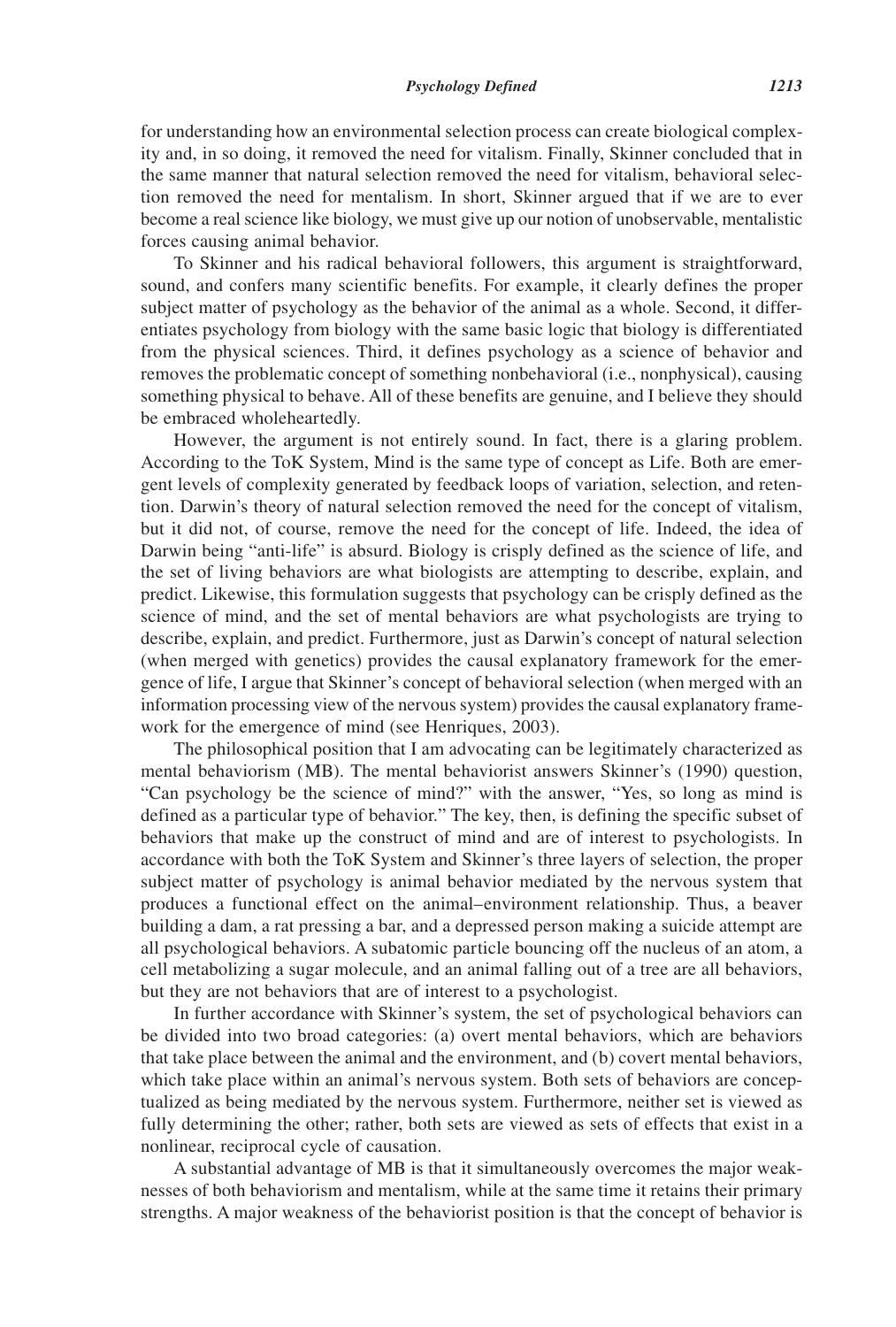for understanding how an environmental selection process can create biological complexity and, in so doing, it removed the need for vitalism. Finally, Skinner concluded that in the same manner that natural selection removed the need for vitalism, behavioral selection removed the need for mentalism. In short, Skinner argued that if we are to ever become a real science like biology, we must give up our notion of unobservable, mentalistic forces causing animal behavior.

To Skinner and his radical behavioral followers, this argument is straightforward, sound, and confers many scientific benefits. For example, it clearly defines the proper subject matter of psychology as the behavior of the animal as a whole. Second, it differentiates psychology from biology with the same basic logic that biology is differentiated from the physical sciences. Third, it defines psychology as a science of behavior and removes the problematic concept of something nonbehavioral (i.e., nonphysical), causing something physical to behave. All of these benefits are genuine, and I believe they should be embraced wholeheartedly.

However, the argument is not entirely sound. In fact, there is a glaring problem. According to the ToK System, Mind is the same type of concept as Life. Both are emergent levels of complexity generated by feedback loops of variation, selection, and retention. Darwin's theory of natural selection removed the need for the concept of vitalism, but it did not, of course, remove the need for the concept of life. Indeed, the idea of Darwin being "anti-life" is absurd. Biology is crisply defined as the science of life, and the set of living behaviors are what biologists are attempting to describe, explain, and predict. Likewise, this formulation suggests that psychology can be crisply defined as the science of mind, and the set of mental behaviors are what psychologists are trying to describe, explain, and predict. Furthermore, just as Darwin's concept of natural selection (when merged with genetics) provides the causal explanatory framework for the emergence of life, I argue that Skinner's concept of behavioral selection (when merged with an information processing view of the nervous system) provides the causal explanatory framework for the emergence of mind (see Henriques, 2003).

The philosophical position that I am advocating can be legitimately characterized as mental behaviorism (MB). The mental behaviorist answers Skinner's (1990) question, "Can psychology be the science of mind?" with the answer, "Yes, so long as mind is defined as a particular type of behavior." The key, then, is defining the specific subset of behaviors that make up the construct of mind and are of interest to psychologists. In accordance with both the ToK System and Skinner's three layers of selection, the proper subject matter of psychology is animal behavior mediated by the nervous system that produces a functional effect on the animal–environment relationship. Thus, a beaver building a dam, a rat pressing a bar, and a depressed person making a suicide attempt are all psychological behaviors. A subatomic particle bouncing off the nucleus of an atom, a cell metabolizing a sugar molecule, and an animal falling out of a tree are all behaviors, but they are not behaviors that are of interest to a psychologist.

In further accordance with Skinner's system, the set of psychological behaviors can be divided into two broad categories: (a) overt mental behaviors, which are behaviors that take place between the animal and the environment, and (b) covert mental behaviors, which take place within an animal's nervous system. Both sets of behaviors are conceptualized as being mediated by the nervous system. Furthermore, neither set is viewed as fully determining the other; rather, both sets are viewed as sets of effects that exist in a nonlinear, reciprocal cycle of causation.

A substantial advantage of MB is that it simultaneously overcomes the major weaknesses of both behaviorism and mentalism, while at the same time it retains their primary strengths. A major weakness of the behaviorist position is that the concept of behavior is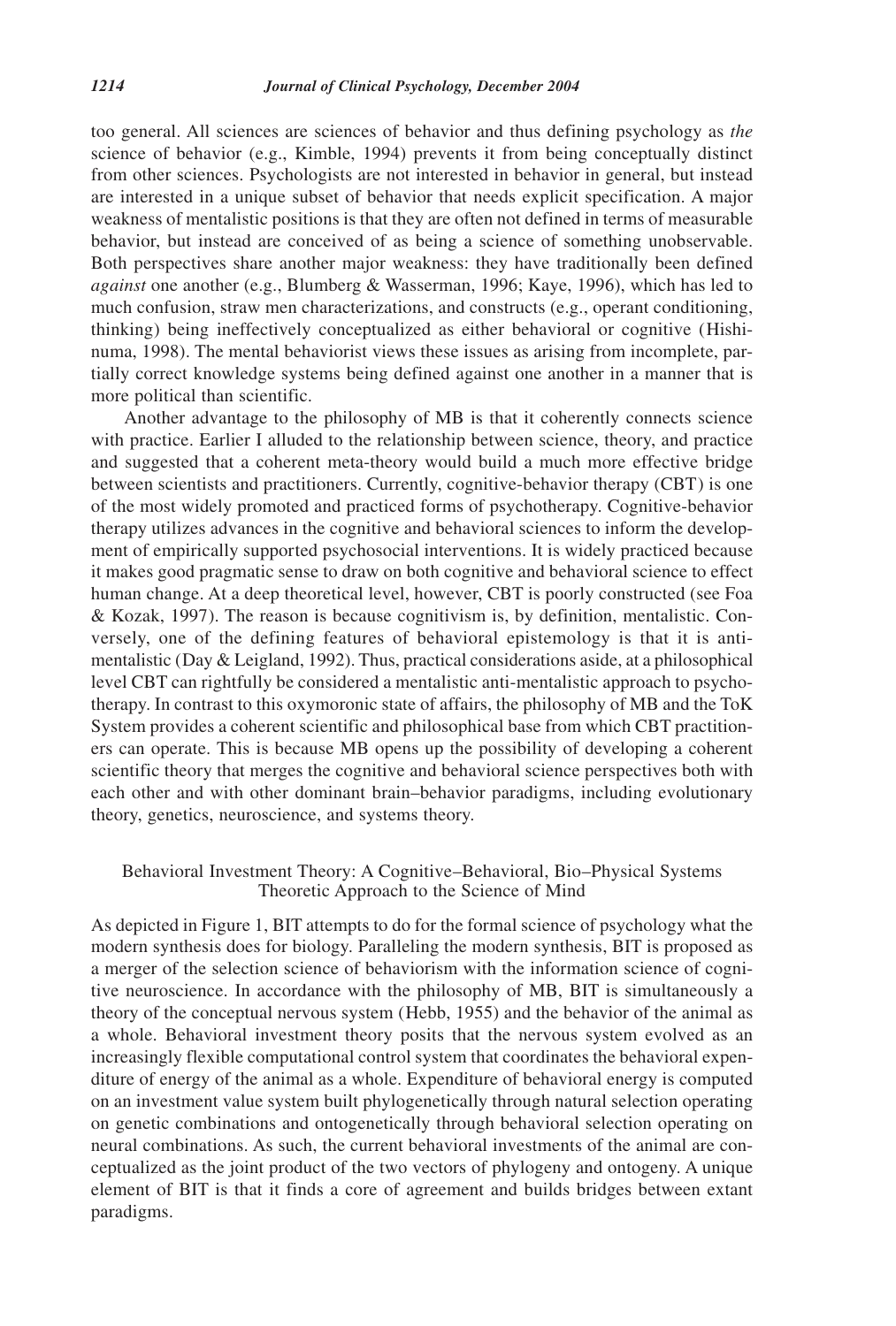too general. All sciences are sciences of behavior and thus defining psychology as *the* science of behavior (e.g., Kimble, 1994) prevents it from being conceptually distinct from other sciences. Psychologists are not interested in behavior in general, but instead are interested in a unique subset of behavior that needs explicit specification. A major weakness of mentalistic positions is that they are often not defined in terms of measurable behavior, but instead are conceived of as being a science of something unobservable. Both perspectives share another major weakness: they have traditionally been defined *against* one another (e.g., Blumberg & Wasserman, 1996; Kaye, 1996), which has led to much confusion, straw men characterizations, and constructs (e.g., operant conditioning, thinking) being ineffectively conceptualized as either behavioral or cognitive (Hishinuma, 1998). The mental behaviorist views these issues as arising from incomplete, partially correct knowledge systems being defined against one another in a manner that is more political than scientific.

Another advantage to the philosophy of MB is that it coherently connects science with practice. Earlier I alluded to the relationship between science, theory, and practice and suggested that a coherent meta-theory would build a much more effective bridge between scientists and practitioners. Currently, cognitive-behavior therapy (CBT) is one of the most widely promoted and practiced forms of psychotherapy. Cognitive-behavior therapy utilizes advances in the cognitive and behavioral sciences to inform the development of empirically supported psychosocial interventions. It is widely practiced because it makes good pragmatic sense to draw on both cognitive and behavioral science to effect human change. At a deep theoretical level, however, CBT is poorly constructed (see Foa & Kozak, 1997). The reason is because cognitivism is, by definition, mentalistic. Conversely, one of the defining features of behavioral epistemology is that it is anti-mentalistic (Day & Leigland, 1992). Thus, practical considerations aside, at a philosophical level CBT can rightfully be considered a mentalistic anti-mentalistic approach to psychotherapy. In contrast to this oxymoronic state of affairs, the philosophy of MB and the ToK System provides a coherent scientific and philosophical base from which CBT practitioners can operate. This is because MB opens up the possibility of developing a coherent scientific theory that merges the cognitive and behavioral science perspectives both with each other and with other dominant brain–behavior paradigms, including evolutionary theory, genetics, neuroscience, and systems theory.

## Behavioral Investment Theory: A Cognitive–Behavioral, Bio–Physical Systems Theoretic Approach to the Science of Mind

As depicted in Figure 1, BIT attempts to do for the formal science of psychology what the modern synthesis does for biology. Paralleling the modern synthesis, BIT is proposed as a merger of the selection science of behaviorism with the information science of cognitive neuroscience. In accordance with the philosophy of MB, BIT is simultaneously a theory of the conceptual nervous system (Hebb, 1955) and the behavior of the animal as a whole. Behavioral investment theory posits that the nervous system evolved as an increasingly flexible computational control system that coordinates the behavioral expenditure of energy of the animal as a whole. Expenditure of behavioral energy is computed on an investment value system built phylogenetically through natural selection operating on genetic combinations and ontogenetically through behavioral selection operating on neural combinations. As such, the current behavioral investments of the animal are conceptualized as the joint product of the two vectors of phylogeny and ontogeny. A unique element of BIT is that it finds a core of agreement and builds bridges between extant paradigms.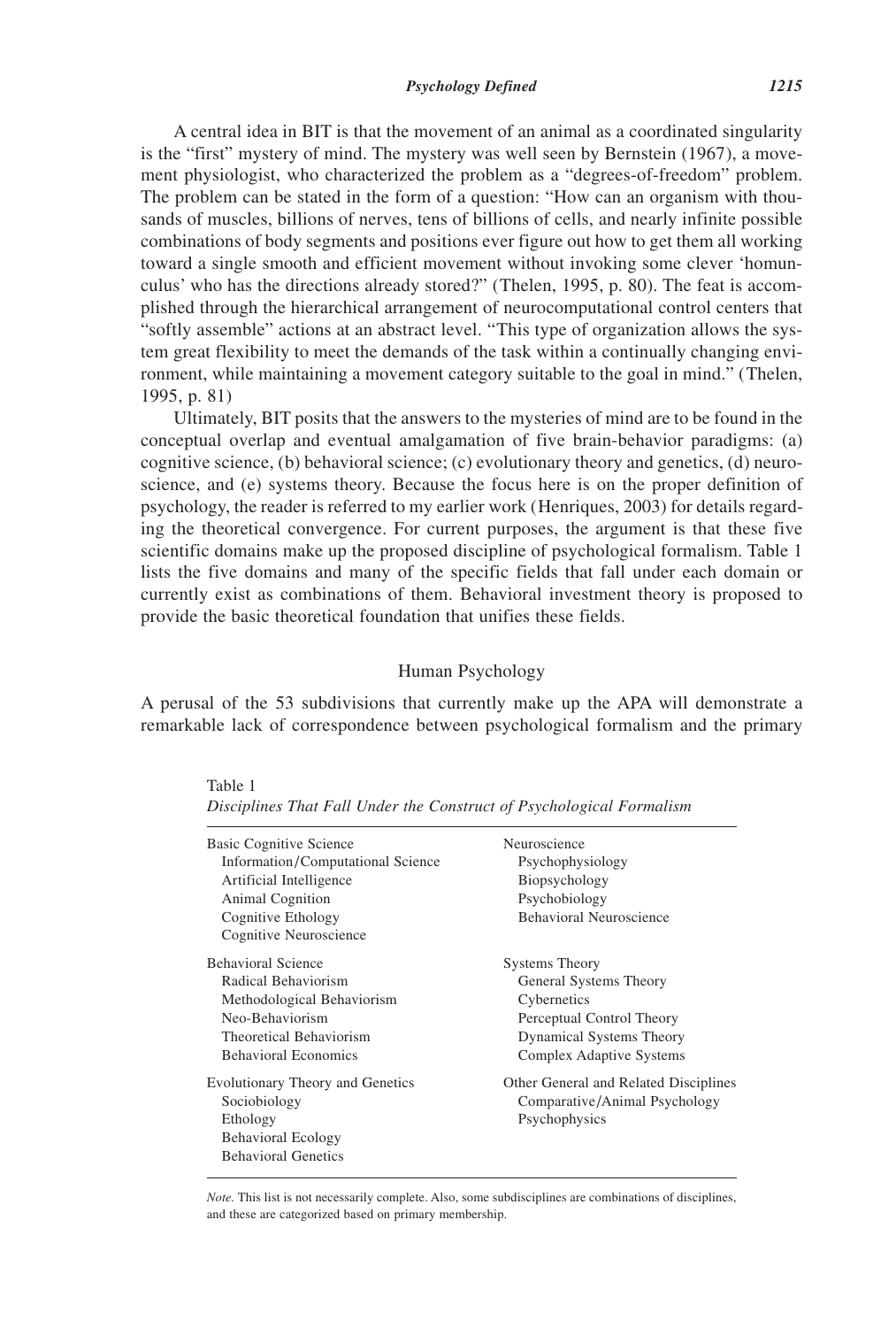A central idea in BIT is that the movement of an animal as a coordinated singularity is the "first" mystery of mind. The mystery was well seen by Bernstein (1967), a movement physiologist, who characterized the problem as a "degrees-of-freedom" problem. The problem can be stated in the form of a question: "How can an organism with thousands of muscles, billions of nerves, tens of billions of cells, and nearly infinite possible combinations of body segments and positions ever figure out how to get them all working toward a single smooth and efficient movement without invoking some clever 'homunculus' who has the directions already stored?" (Thelen, 1995, p. 80). The feat is accomplished through the hierarchical arrangement of neurocomputational control centers that "softly assemble" actions at an abstract level. "This type of organization allows the system great flexibility to meet the demands of the task within a continually changing environment, while maintaining a movement category suitable to the goal in mind." (Thelen, 1995, p. 81)

Ultimately, BIT posits that the answers to the mysteries of mind are to be found in the conceptual overlap and eventual amalgamation of five brain-behavior paradigms: (a) cognitive science, (b) behavioral science; (c) evolutionary theory and genetics, (d) neuroscience, and (e) systems theory. Because the focus here is on the proper definition of psychology, the reader is referred to my earlier work (Henriques, 2003) for details regarding the theoretical convergence. For current purposes, the argument is that these five scientific domains make up the proposed discipline of psychological formalism. Table 1 lists the five domains and many of the specific fields that fall under each domain or currently exist as combinations of them. Behavioral investment theory is proposed to provide the basic theoretical foundation that unifies these fields.

## Human Psychology

A perusal of the 53 subdivisions that currently make up the APA will demonstrate a remarkable lack of correspondence between psychological formalism and the primary

Table 1
*Disciplines That Fall Under the Construct of Psychological Formalism*

| | |
|---|---|
| Basic Cognitive Science | Neuroscience |
| Information/Computational Science | Psychophysiology |
| Artificial Intelligence | Biopsychology |
| Animal Cognition | Psychobiology |
| Cognitive Ethology | Behavioral Neuroscience |
| Cognitive Neuroscience | |
| Behavioral Science | Systems Theory |
| Radical Behaviorism | General Systems Theory |
| Methodological Behaviorism | Cybernetics |
| Neo-Behaviorism | Perceptual Control Theory |
| Theoretical Behaviorism | Dynamical Systems Theory |
| Behavioral Economics | Complex Adaptive Systems |
| Evolutionary Theory and Genetics | Other General and Related Disciplines |
| Sociobiology | Comparative/Animal Psychology |
| Ethology | Psychophysics |
| Behavioral Ecology | |
| Behavioral Genetics | |

*Note*. This list is not necessarily complete. Also, some subdisciplines are combinations of disciplines, and these are categorized based on primary membership.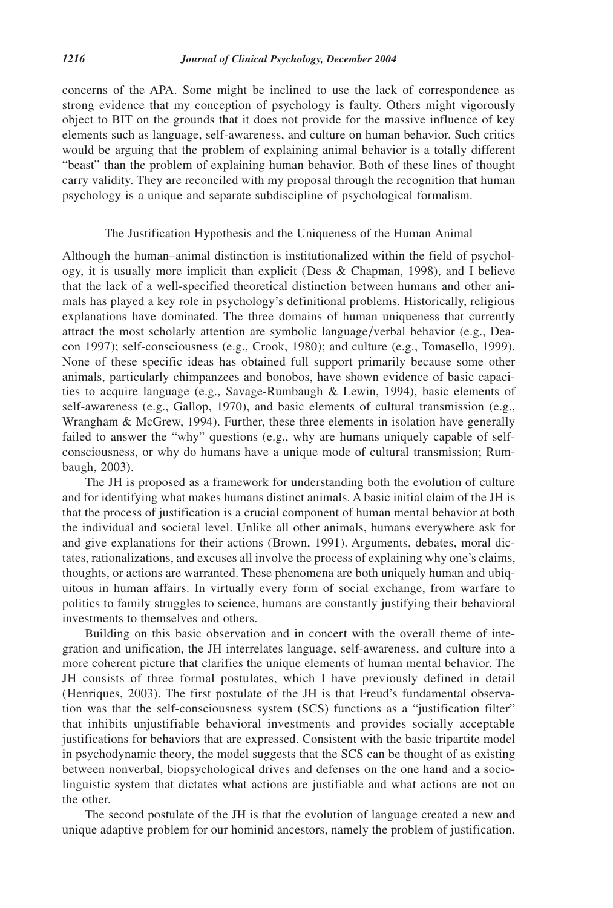concerns of the APA. Some might be inclined to use the lack of correspondence as strong evidence that my conception of psychology is faulty. Others might vigorously object to BIT on the grounds that it does not provide for the massive influence of key elements such as language, self-awareness, and culture on human behavior. Such critics would be arguing that the problem of explaining animal behavior is a totally different "beast" than the problem of explaining human behavior. Both of these lines of thought carry validity. They are reconciled with my proposal through the recognition that human psychology is a unique and separate subdiscipline of psychological formalism.

## The Justification Hypothesis and the Uniqueness of the Human Animal

Although the human–animal distinction is institutionalized within the field of psychology, it is usually more implicit than explicit (Dess & Chapman, 1998), and I believe that the lack of a well-specified theoretical distinction between humans and other animals has played a key role in psychology's definitional problems. Historically, religious explanations have dominated. The three domains of human uniqueness that currently attract the most scholarly attention are symbolic language/verbal behavior (e.g., Deacon 1997); self-consciousness (e.g., Crook, 1980); and culture (e.g., Tomasello, 1999). None of these specific ideas has obtained full support primarily because some other animals, particularly chimpanzees and bonobos, have shown evidence of basic capacities to acquire language (e.g., Savage-Rumbaugh & Lewin, 1994), basic elements of self-awareness (e.g., Gallop, 1970), and basic elements of cultural transmission (e.g., Wrangham & McGrew, 1994). Further, these three elements in isolation have generally failed to answer the "why" questions (e.g., why are humans uniquely capable of self-consciousness, or why do humans have a unique mode of cultural transmission; Rumbaugh, 2003).

The JH is proposed as a framework for understanding both the evolution of culture and for identifying what makes humans distinct animals. A basic initial claim of the JH is that the process of justification is a crucial component of human mental behavior at both the individual and societal level. Unlike all other animals, humans everywhere ask for and give explanations for their actions (Brown, 1991). Arguments, debates, moral dictates, rationalizations, and excuses all involve the process of explaining why one's claims, thoughts, or actions are warranted. These phenomena are both uniquely human and ubiquitous in human affairs. In virtually every form of social exchange, from warfare to politics to family struggles to science, humans are constantly justifying their behavioral investments to themselves and others.

Building on this basic observation and in concert with the overall theme of integration and unification, the JH interrelates language, self-awareness, and culture into a more coherent picture that clarifies the unique elements of human mental behavior. The JH consists of three formal postulates, which I have previously defined in detail (Henriques, 2003). The first postulate of the JH is that Freud's fundamental observation was that the self-consciousness system (SCS) functions as a "justification filter" that inhibits unjustifiable behavioral investments and provides socially acceptable justifications for behaviors that are expressed. Consistent with the basic tripartite model in psychodynamic theory, the model suggests that the SCS can be thought of as existing between nonverbal, biopsychological drives and defenses on the one hand and a sociolinguistic system that dictates what actions are justifiable and what actions are not on the other.

The second postulate of the JH is that the evolution of language created a new and unique adaptive problem for our hominid ancestors, namely the problem of justification.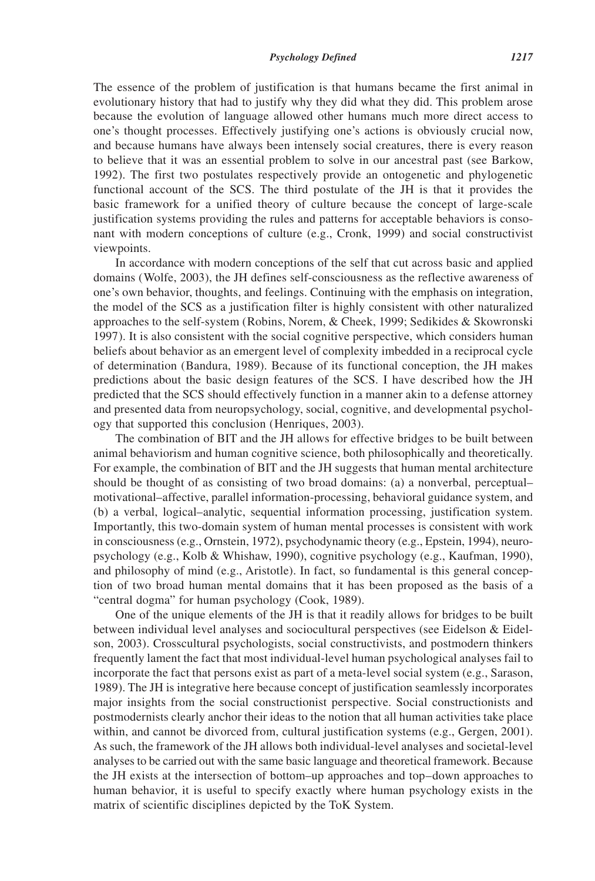The essence of the problem of justification is that humans became the first animal in evolutionary history that had to justify why they did what they did. This problem arose because the evolution of language allowed other humans much more direct access to one's thought processes. Effectively justifying one's actions is obviously crucial now, and because humans have always been intensely social creatures, there is every reason to believe that it was an essential problem to solve in our ancestral past (see Barkow, 1992). The first two postulates respectively provide an ontogenetic and phylogenetic functional account of the SCS. The third postulate of the JH is that it provides the basic framework for a unified theory of culture because the concept of large-scale justification systems providing the rules and patterns for acceptable behaviors is consonant with modern conceptions of culture (e.g., Cronk, 1999) and social constructivist viewpoints.

In accordance with modern conceptions of the self that cut across basic and applied domains (Wolfe, 2003), the JH defines self-consciousness as the reflective awareness of one's own behavior, thoughts, and feelings. Continuing with the emphasis on integration, the model of the SCS as a justification filter is highly consistent with other naturalized approaches to the self-system (Robins, Norem, & Cheek, 1999; Sedikides & Skowronski 1997). It is also consistent with the social cognitive perspective, which considers human beliefs about behavior as an emergent level of complexity imbedded in a reciprocal cycle of determination (Bandura, 1989). Because of its functional conception, the JH makes predictions about the basic design features of the SCS. I have described how the JH predicted that the SCS should effectively function in a manner akin to a defense attorney and presented data from neuropsychology, social, cognitive, and developmental psychology that supported this conclusion (Henriques, 2003).

The combination of BIT and the JH allows for effective bridges to be built between animal behaviorism and human cognitive science, both philosophically and theoretically. For example, the combination of BIT and the JH suggests that human mental architecture should be thought of as consisting of two broad domains: (a) a nonverbal, perceptual–motivational–affective, parallel information-processing, behavioral guidance system, and (b) a verbal, logical–analytic, sequential information processing, justification system. Importantly, this two-domain system of human mental processes is consistent with work in consciousness (e.g., Ornstein, 1972), psychodynamic theory (e.g., Epstein, 1994), neuropsychology (e.g., Kolb & Whishaw, 1990), cognitive psychology (e.g., Kaufman, 1990), and philosophy of mind (e.g., Aristotle). In fact, so fundamental is this general conception of two broad human mental domains that it has been proposed as the basis of a "central dogma" for human psychology (Cook, 1989).

One of the unique elements of the JH is that it readily allows for bridges to be built between individual level analyses and sociocultural perspectives (see Eidelson & Eidelson, 2003). Crosscultural psychologists, social constructivists, and postmodern thinkers frequently lament the fact that most individual-level human psychological analyses fail to incorporate the fact that persons exist as part of a meta-level social system (e.g., Sarason, 1989). The JH is integrative here because concept of justification seamlessly incorporates major insights from the social constructionist perspective. Social constructionists and postmodernists clearly anchor their ideas to the notion that all human activities take place within, and cannot be divorced from, cultural justification systems (e.g., Gergen, 2001). As such, the framework of the JH allows both individual-level analyses and societal-level analyses to be carried out with the same basic language and theoretical framework. Because the JH exists at the intersection of bottom–up approaches and top–down approaches to human behavior, it is useful to specify exactly where human psychology exists in the matrix of scientific disciplines depicted by the ToK System.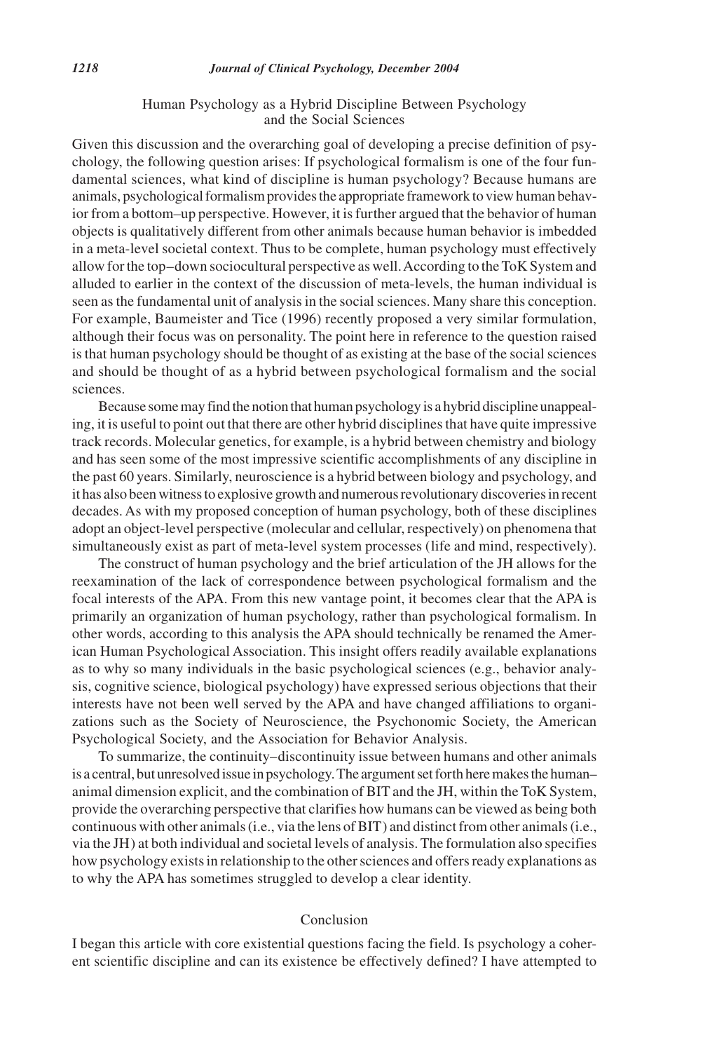## Human Psychology as a Hybrid Discipline Between Psychology and the Social Sciences

Given this discussion and the overarching goal of developing a precise definition of psychology, the following question arises: If psychological formalism is one of the four fundamental sciences, what kind of discipline is human psychology? Because humans are animals, psychological formalism provides the appropriate framework to view human behavior from a bottom–up perspective. However, it is further argued that the behavior of human objects is qualitatively different from other animals because human behavior is imbedded in a meta-level societal context. Thus to be complete, human psychology must effectively allow for the top–down sociocultural perspective as well. According to the ToK System and alluded to earlier in the context of the discussion of meta-levels, the human individual is seen as the fundamental unit of analysis in the social sciences. Many share this conception. For example, Baumeister and Tice (1996) recently proposed a very similar formulation, although their focus was on personality. The point here in reference to the question raised is that human psychology should be thought of as existing at the base of the social sciences and should be thought of as a hybrid between psychological formalism and the social sciences.

Because some may find the notion that human psychology is a hybrid discipline unappealing, it is useful to point out that there are other hybrid disciplines that have quite impressive track records. Molecular genetics, for example, is a hybrid between chemistry and biology and has seen some of the most impressive scientific accomplishments of any discipline in the past 60 years. Similarly, neuroscience is a hybrid between biology and psychology, and it has also been witness to explosive growth and numerous revolutionary discoveries in recent decades. As with my proposed conception of human psychology, both of these disciplines adopt an object-level perspective (molecular and cellular, respectively) on phenomena that simultaneously exist as part of meta-level system processes (life and mind, respectively).

The construct of human psychology and the brief articulation of the JH allows for the reexamination of the lack of correspondence between psychological formalism and the focal interests of the APA. From this new vantage point, it becomes clear that the APA is primarily an organization of human psychology, rather than psychological formalism. In other words, according to this analysis the APA should technically be renamed the American Human Psychological Association. This insight offers readily available explanations as to why so many individuals in the basic psychological sciences (e.g., behavior analysis, cognitive science, biological psychology) have expressed serious objections that their interests have not been well served by the APA and have changed affiliations to organizations such as the Society of Neuroscience, the Psychonomic Society, the American Psychological Society, and the Association for Behavior Analysis.

To summarize, the continuity–discontinuity issue between humans and other animals is a central, but unresolved issue in psychology. The argument set forth here makes the human–animal dimension explicit, and the combination of BIT and the JH, within the ToK System, provide the overarching perspective that clarifies how humans can be viewed as being both continuous with other animals (i.e., via the lens of BIT) and distinct from other animals (i.e., via the JH) at both individual and societal levels of analysis. The formulation also specifies how psychology exists in relationship to the other sciences and offers ready explanations as to why the APA has sometimes struggled to develop a clear identity.

## Conclusion

I began this article with core existential questions facing the field. Is psychology a coherent scientific discipline and can its existence be effectively defined? I have attempted to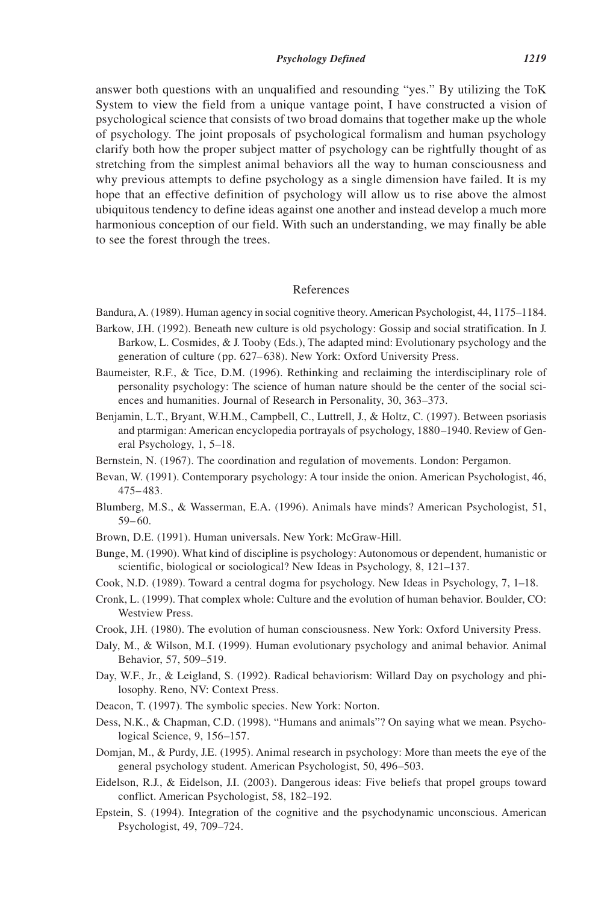answer both questions with an unqualified and resounding "yes." By utilizing the ToK System to view the field from a unique vantage point, I have constructed a vision of psychological science that consists of two broad domains that together make up the whole of psychology. The joint proposals of psychological formalism and human psychology clarify both how the proper subject matter of psychology can be rightfully thought of as stretching from the simplest animal behaviors all the way to human consciousness and why previous attempts to define psychology as a single dimension have failed. It is my hope that an effective definition of psychology will allow us to rise above the almost ubiquitous tendency to define ideas against one another and instead develop a much more harmonious conception of our field. With such an understanding, we may finally be able to see the forest through the trees.

## References

Bandura, A. (1989). Human agency in social cognitive theory. American Psychologist, 44, 1175–1184.

Barkow, J.H. (1992). Beneath new culture is old psychology: Gossip and social stratification. In J. Barkow, L. Cosmides, & J. Tooby (Eds.), The adapted mind: Evolutionary psychology and the generation of culture (pp. 627–638). New York: Oxford University Press.

Baumeister, R.F., & Tice, D.M. (1996). Rethinking and reclaiming the interdisciplinary role of personality psychology: The science of human nature should be the center of the social sciences and humanities. Journal of Research in Personality, 30, 363–373.

Benjamin, L.T., Bryant, W.H.M., Campbell, C., Luttrell, J., & Holtz, C. (1997). Between psoriasis and ptarmigan: American encyclopedia portrayals of psychology, 1880–1940. Review of General Psychology, 1, 5–18.

Bernstein, N. (1967). The coordination and regulation of movements. London: Pergamon.

Bevan, W. (1991). Contemporary psychology: A tour inside the onion. American Psychologist, 46, 475–483.

Blumberg, M.S., & Wasserman, E.A. (1996). Animals have minds? American Psychologist, 51, 59–60.

Brown, D.E. (1991). Human universals. New York: McGraw-Hill.

Bunge, M. (1990). What kind of discipline is psychology: Autonomous or dependent, humanistic or scientific, biological or sociological? New Ideas in Psychology, 8, 121–137.

Cook, N.D. (1989). Toward a central dogma for psychology. New Ideas in Psychology, 7, 1–18.

Cronk, L. (1999). That complex whole: Culture and the evolution of human behavior. Boulder, CO: Westview Press.

Crook, J.H. (1980). The evolution of human consciousness. New York: Oxford University Press.

Daly, M., & Wilson, M.I. (1999). Human evolutionary psychology and animal behavior. Animal Behavior, 57, 509–519.

Day, W.F., Jr., & Leigland, S. (1992). Radical behaviorism: Willard Day on psychology and philosophy. Reno, NV: Context Press.

Deacon, T. (1997). The symbolic species. New York: Norton.

Dess, N.K., & Chapman, C.D. (1998). "Humans and animals"? On saying what we mean. Psychological Science, 9, 156–157.

Domjan, M., & Purdy, J.E. (1995). Animal research in psychology: More than meets the eye of the general psychology student. American Psychologist, 50, 496–503.

Eidelson, R.J., & Eidelson, J.I. (2003). Dangerous ideas: Five beliefs that propel groups toward conflict. American Psychologist, 58, 182–192.

Epstein, S. (1994). Integration of the cognitive and the psychodynamic unconscious. American Psychologist, 49, 709–724.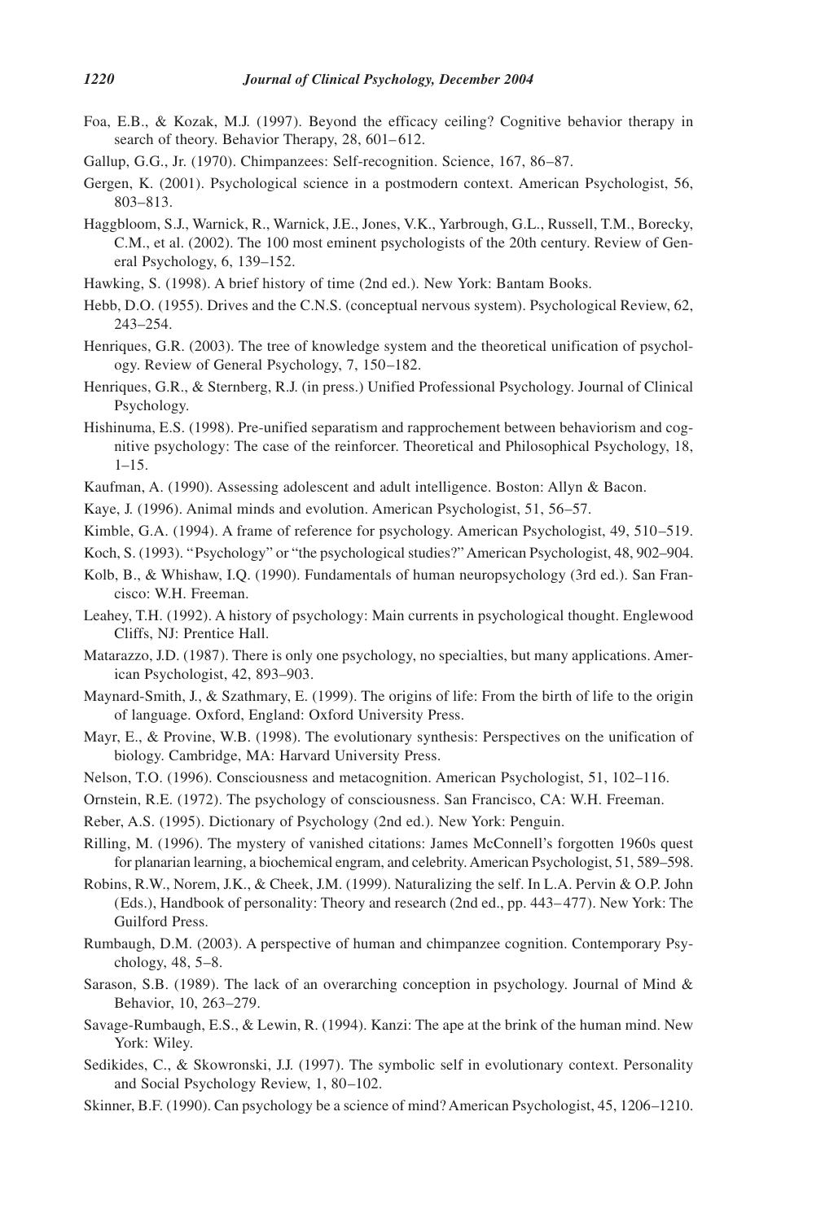Foa, E.B., & Kozak, M.J. (1997). Beyond the efficacy ceiling? Cognitive behavior therapy in search of theory. Behavior Therapy, 28, 601–612.

Gallup, G.G., Jr. (1970). Chimpanzees: Self-recognition. Science, 167, 86–87.

Gergen, K. (2001). Psychological science in a postmodern context. American Psychologist, 56, 803–813.

Haggbloom, S.J., Warnick, R., Warnick, J.E., Jones, V.K., Yarbrough, G.L., Russell, T.M., Borecky, C.M., et al. (2002). The 100 most eminent psychologists of the 20th century. Review of General Psychology, 6, 139–152.

Hawking, S. (1998). A brief history of time (2nd ed.). New York: Bantam Books.

Hebb, D.O. (1955). Drives and the C.N.S. (conceptual nervous system). Psychological Review, 62, 243–254.

Henriques, G.R. (2003). The tree of knowledge system and the theoretical unification of psychology. Review of General Psychology, 7, 150–182.

Henriques, G.R., & Sternberg, R.J. (in press.) Unified Professional Psychology. Journal of Clinical Psychology.

Hishinuma, E.S. (1998). Pre-unified separatism and rapprochement between behaviorism and cognitive psychology: The case of the reinforcer. Theoretical and Philosophical Psychology, 18, 1–15.

Kaufman, A. (1990). Assessing adolescent and adult intelligence. Boston: Allyn & Bacon.

Kaye, J. (1996). Animal minds and evolution. American Psychologist, 51, 56–57.

Kimble, G.A. (1994). A frame of reference for psychology. American Psychologist, 49, 510–519.

Koch, S. (1993). "Psychology" or "the psychological studies?" American Psychologist, 48, 902–904.

Kolb, B., & Whishaw, I.Q. (1990). Fundamentals of human neuropsychology (3rd ed.). San Francisco: W.H. Freeman.

Leahey, T.H. (1992). A history of psychology: Main currents in psychological thought. Englewood Cliffs, NJ: Prentice Hall.

Matarazzo, J.D. (1987). There is only one psychology, no specialties, but many applications. American Psychologist, 42, 893–903.

Maynard-Smith, J., & Szathmary, E. (1999). The origins of life: From the birth of life to the origin of language. Oxford, England: Oxford University Press.

Mayr, E., & Provine, W.B. (1998). The evolutionary synthesis: Perspectives on the unification of biology. Cambridge, MA: Harvard University Press.

Nelson, T.O. (1996). Consciousness and metacognition. American Psychologist, 51, 102–116.

Ornstein, R.E. (1972). The psychology of consciousness. San Francisco, CA: W.H. Freeman.

Reber, A.S. (1995). Dictionary of Psychology (2nd ed.). New York: Penguin.

Rilling, M. (1996). The mystery of vanished citations: James McConnell's forgotten 1960s quest for planarian learning, a biochemical engram, and celebrity. American Psychologist, 51, 589–598.

Robins, R.W., Norem, J.K., & Cheek, J.M. (1999). Naturalizing the self. In L.A. Pervin & O.P. John (Eds.), Handbook of personality: Theory and research (2nd ed., pp. 443–477). New York: The Guilford Press.

Rumbaugh, D.M. (2003). A perspective of human and chimpanzee cognition. Contemporary Psychology, 48, 5–8.

Sarason, S.B. (1989). The lack of an overarching conception in psychology. Journal of Mind & Behavior, 10, 263–279.

Savage-Rumbaugh, E.S., & Lewin, R. (1994). Kanzi: The ape at the brink of the human mind. New York: Wiley.

Sedikides, C., & Skowronski, J.J. (1997). The symbolic self in evolutionary context. Personality and Social Psychology Review, 1, 80–102.

Skinner, B.F. (1990). Can psychology be a science of mind? American Psychologist, 45, 1206–1210.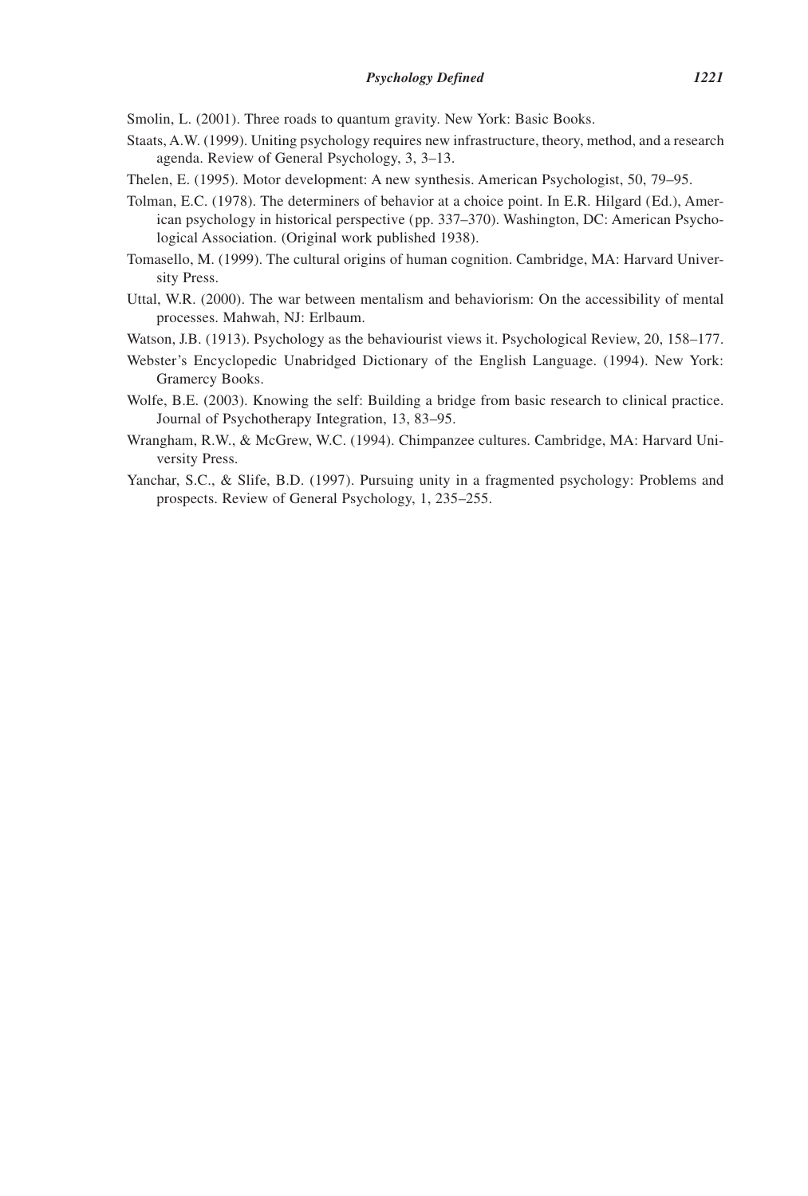Smolin, L. (2001). Three roads to quantum gravity. New York: Basic Books.

Staats, A.W. (1999). Uniting psychology requires new infrastructure, theory, method, and a research agenda. Review of General Psychology, 3, 3–13.

Thelen, E. (1995). Motor development: A new synthesis. American Psychologist, 50, 79–95.

Tolman, E.C. (1978). The determiners of behavior at a choice point. In E.R. Hilgard (Ed.), American psychology in historical perspective (pp. 337–370). Washington, DC: American Psychological Association. (Original work published 1938).

Tomasello, M. (1999). The cultural origins of human cognition. Cambridge, MA: Harvard University Press.

Uttal, W.R. (2000). The war between mentalism and behaviorism: On the accessibility of mental processes. Mahwah, NJ: Erlbaum.

Watson, J.B. (1913). Psychology as the behaviourist views it. Psychological Review, 20, 158–177.

Webster's Encyclopedic Unabridged Dictionary of the English Language. (1994). New York: Gramercy Books.

Wolfe, B.E. (2003). Knowing the self: Building a bridge from basic research to clinical practice. Journal of Psychotherapy Integration, 13, 83–95.

Wrangham, R.W., & McGrew, W.C. (1994). Chimpanzee cultures. Cambridge, MA: Harvard University Press.

Yanchar, S.C., & Slife, B.D. (1997). Pursuing unity in a fragmented psychology: Problems and prospects. Review of General Psychology, 1, 235–255.